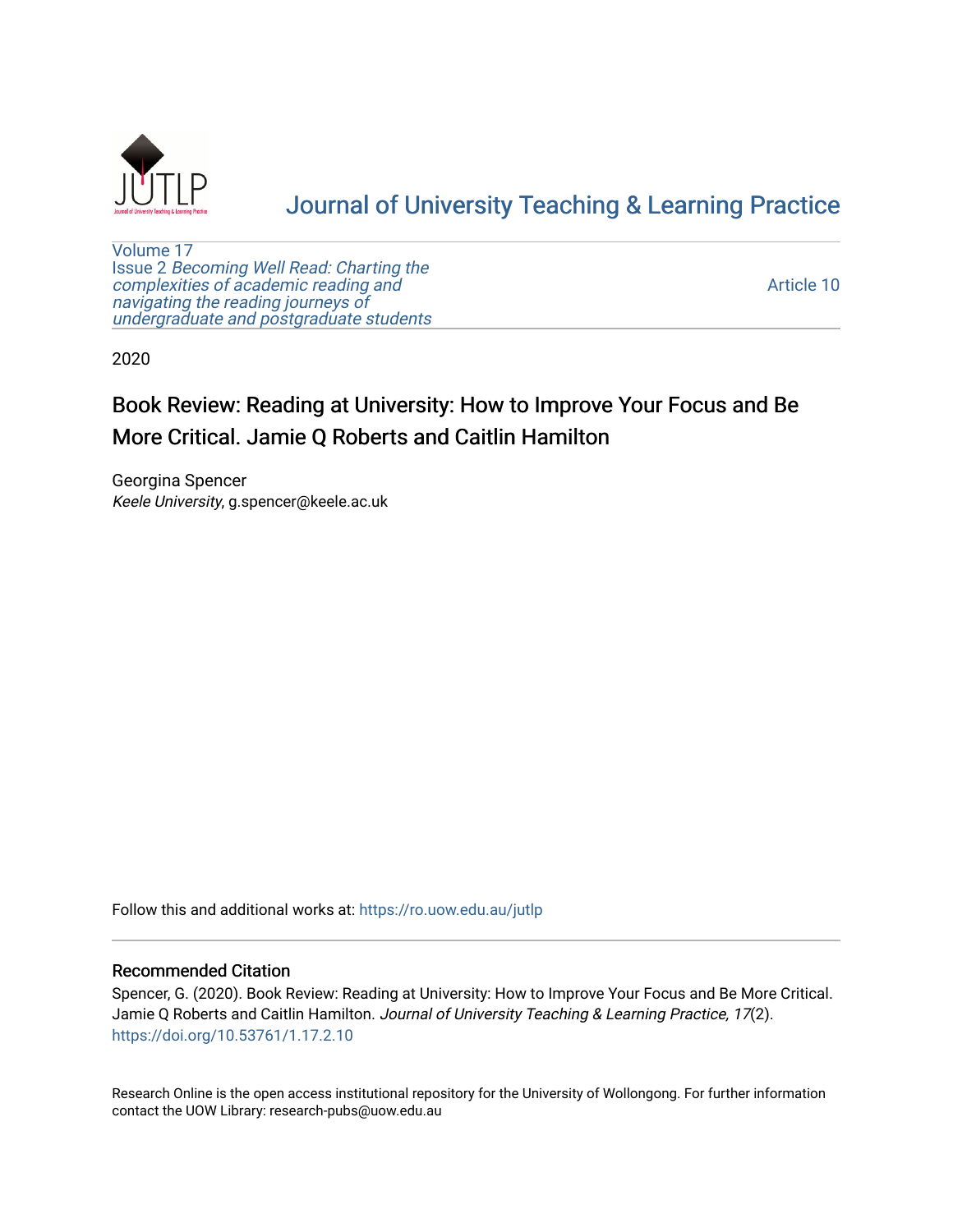# Journal of University Teaching & Learning Practice

Volume 17
Issue 2 *Becoming Well Read: Charting the complexities of academic reading and navigating the reading journeys of undergraduate and postgraduate students*

Article 10

2020

## Book Review: Reading at University: How to Improve Your Focus and Be More Critical. Jamie Q Roberts and Caitlin Hamilton

Georgina Spencer
*Keele University*, g.spencer@keele.ac.uk

Follow this and additional works at: https://ro.uow.edu.au/jutlp

### Recommended Citation

Spencer, G. (2020). Book Review: Reading at University: How to Improve Your Focus and Be More Critical. Jamie Q Roberts and Caitlin Hamilton. *Journal of University Teaching & Learning Practice, 17*(2). https://doi.org/10.53761/1.17.2.10

Research Online is the open access institutional repository for the University of Wollongong. For further information contact the UOW Library: research-pubs@uow.edu.au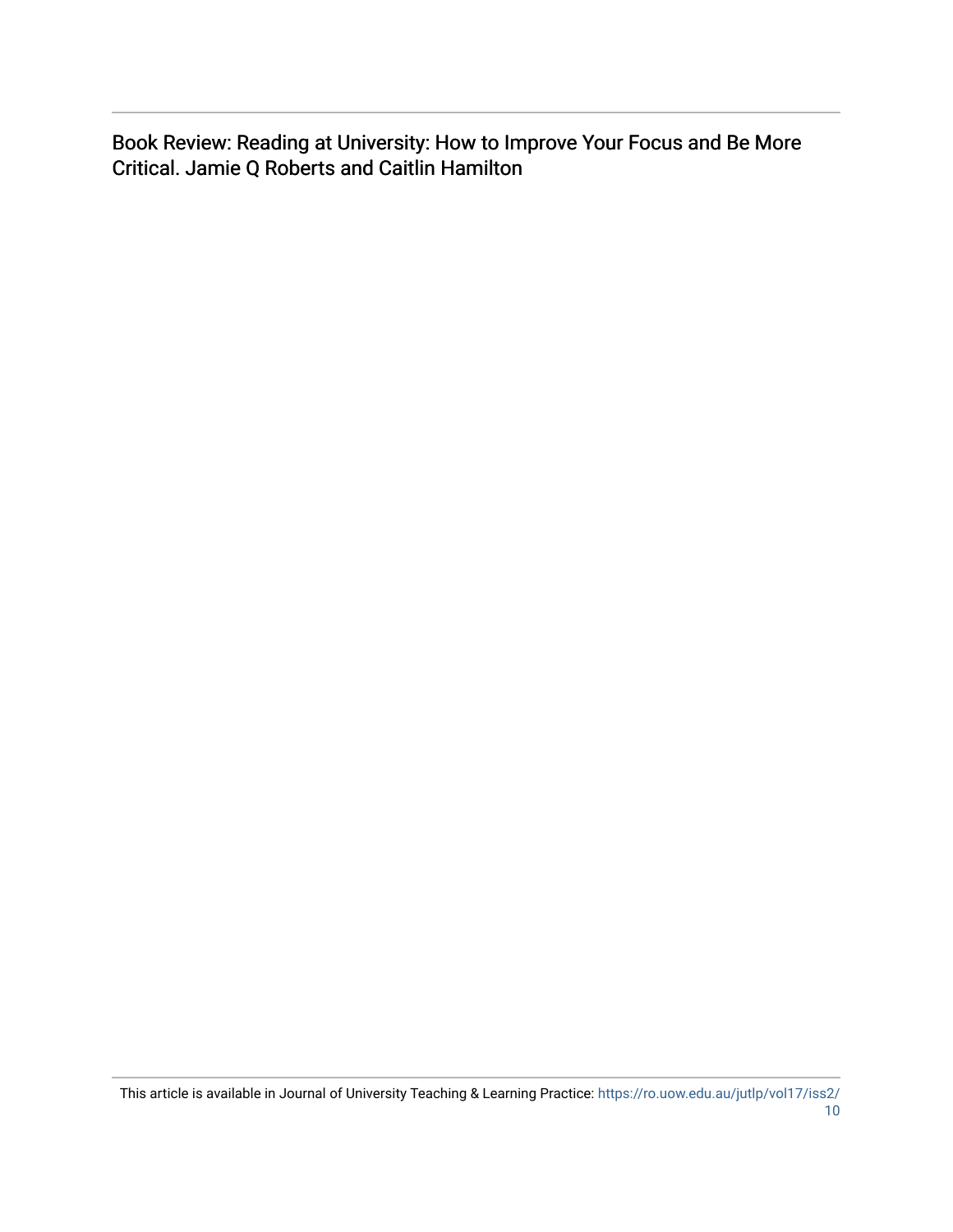Book Review: Reading at University: How to Improve Your Focus and Be More Critical. Jamie Q Roberts and Caitlin Hamilton

This article is available in Journal of University Teaching & Learning Practice: https://ro.uow.edu.au/jutlp/vol17/iss2/10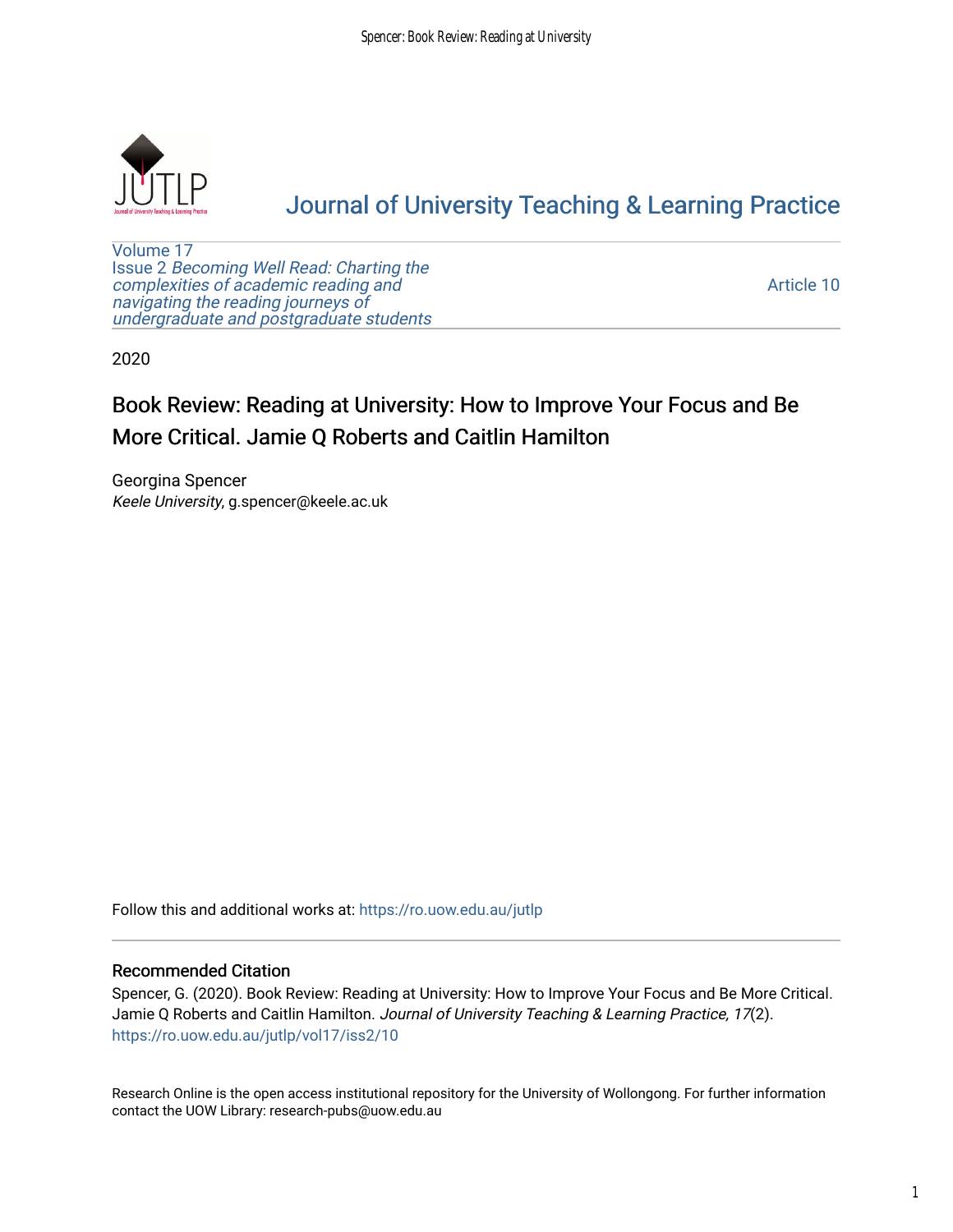# Journal of University Teaching & Learning Practice

Volume 17
Issue 2 *Becoming Well Read: Charting the complexities of academic reading and navigating the reading journeys of undergraduate and postgraduate students*

Article 10

2020

## Book Review: Reading at University: How to Improve Your Focus and Be More Critical. Jamie Q Roberts and Caitlin Hamilton

Georgina Spencer
*Keele University*, g.spencer@keele.ac.uk

Follow this and additional works at: https://ro.uow.edu.au/jutlp

### Recommended Citation

Spencer, G. (2020). Book Review: Reading at University: How to Improve Your Focus and Be More Critical. Jamie Q Roberts and Caitlin Hamilton. *Journal of University Teaching & Learning Practice, 17*(2). https://ro.uow.edu.au/jutlp/vol17/iss2/10

Research Online is the open access institutional repository for the University of Wollongong. For further information contact the UOW Library: research-pubs@uow.edu.au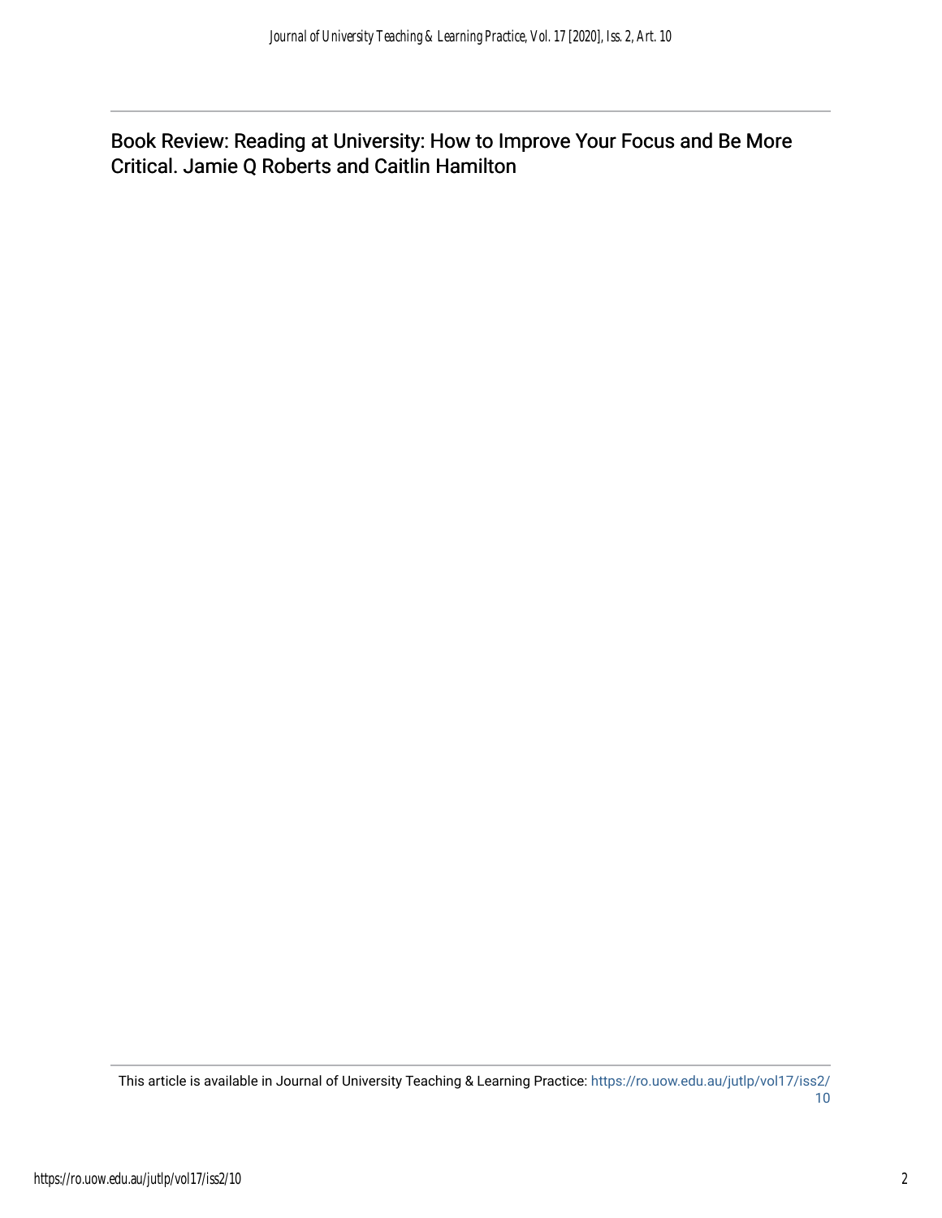Book Review: Reading at University: How to Improve Your Focus and Be More Critical. Jamie Q Roberts and Caitlin Hamilton

This article is available in Journal of University Teaching & Learning Practice: https://ro.uow.edu.au/jutlp/vol17/iss2/10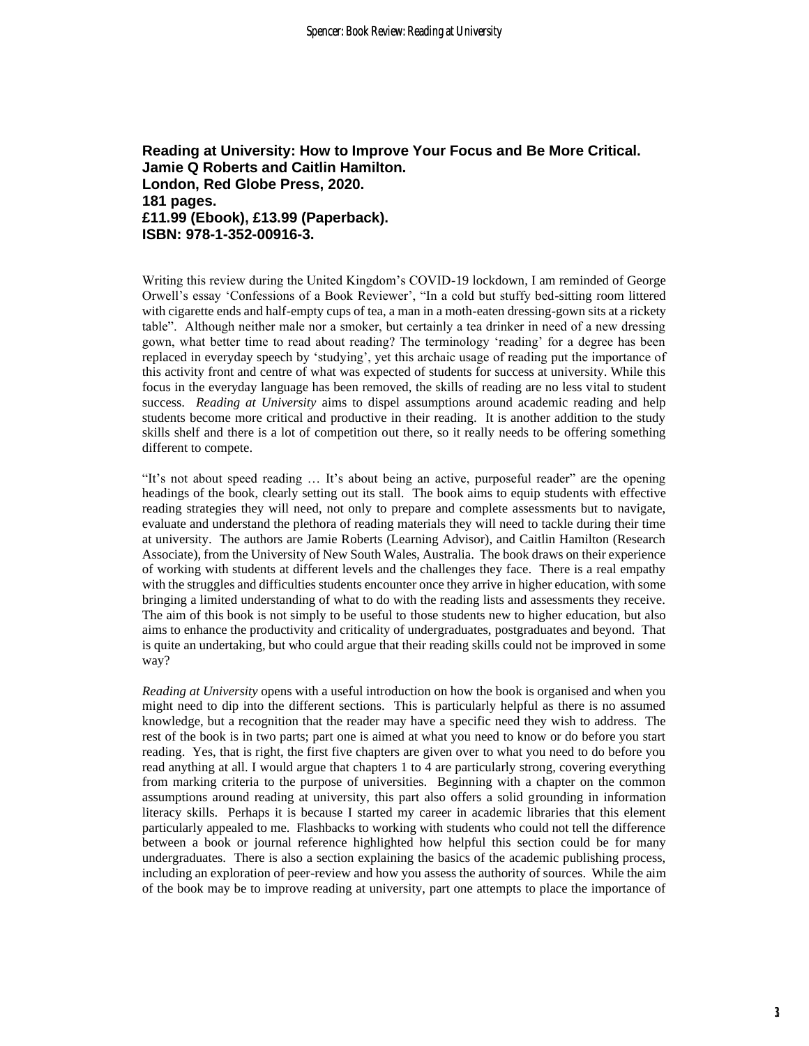**Reading at University: How to Improve Your Focus and Be More Critical.**
**Jamie Q Roberts and Caitlin Hamilton.**
**London, Red Globe Press, 2020.**
**181 pages.**
**£11.99 (Ebook), £13.99 (Paperback).**
**ISBN: 978-1-352-00916-3.**

Writing this review during the United Kingdom's COVID-19 lockdown, I am reminded of George Orwell's essay 'Confessions of a Book Reviewer', "In a cold but stuffy bed-sitting room littered with cigarette ends and half-empty cups of tea, a man in a moth-eaten dressing-gown sits at a rickety table". Although neither male nor a smoker, but certainly a tea drinker in need of a new dressing gown, what better time to read about reading? The terminology 'reading' for a degree has been replaced in everyday speech by 'studying', yet this archaic usage of reading put the importance of this activity front and centre of what was expected of students for success at university. While this focus in the everyday language has been removed, the skills of reading are no less vital to student success. *Reading at University* aims to dispel assumptions around academic reading and help students become more critical and productive in their reading. It is another addition to the study skills shelf and there is a lot of competition out there, so it really needs to be offering something different to compete.

"It's not about speed reading … It's about being an active, purposeful reader" are the opening headings of the book, clearly setting out its stall. The book aims to equip students with effective reading strategies they will need, not only to prepare and complete assessments but to navigate, evaluate and understand the plethora of reading materials they will need to tackle during their time at university. The authors are Jamie Roberts (Learning Advisor), and Caitlin Hamilton (Research Associate), from the University of New South Wales, Australia. The book draws on their experience of working with students at different levels and the challenges they face. There is a real empathy with the struggles and difficulties students encounter once they arrive in higher education, with some bringing a limited understanding of what to do with the reading lists and assessments they receive. The aim of this book is not simply to be useful to those students new to higher education, but also aims to enhance the productivity and criticality of undergraduates, postgraduates and beyond. That is quite an undertaking, but who could argue that their reading skills could not be improved in some way?

*Reading at University* opens with a useful introduction on how the book is organised and when you might need to dip into the different sections. This is particularly helpful as there is no assumed knowledge, but a recognition that the reader may have a specific need they wish to address. The rest of the book is in two parts; part one is aimed at what you need to know or do before you start reading. Yes, that is right, the first five chapters are given over to what you need to do before you read anything at all. I would argue that chapters 1 to 4 are particularly strong, covering everything from marking criteria to the purpose of universities. Beginning with a chapter on the common assumptions around reading at university, this part also offers a solid grounding in information literacy skills. Perhaps it is because I started my career in academic libraries that this element particularly appealed to me. Flashbacks to working with students who could not tell the difference between a book or journal reference highlighted how helpful this section could be for many undergraduates. There is also a section explaining the basics of the academic publishing process, including an exploration of peer-review and how you assess the authority of sources. While the aim of the book may be to improve reading at university, part one attempts to place the importance of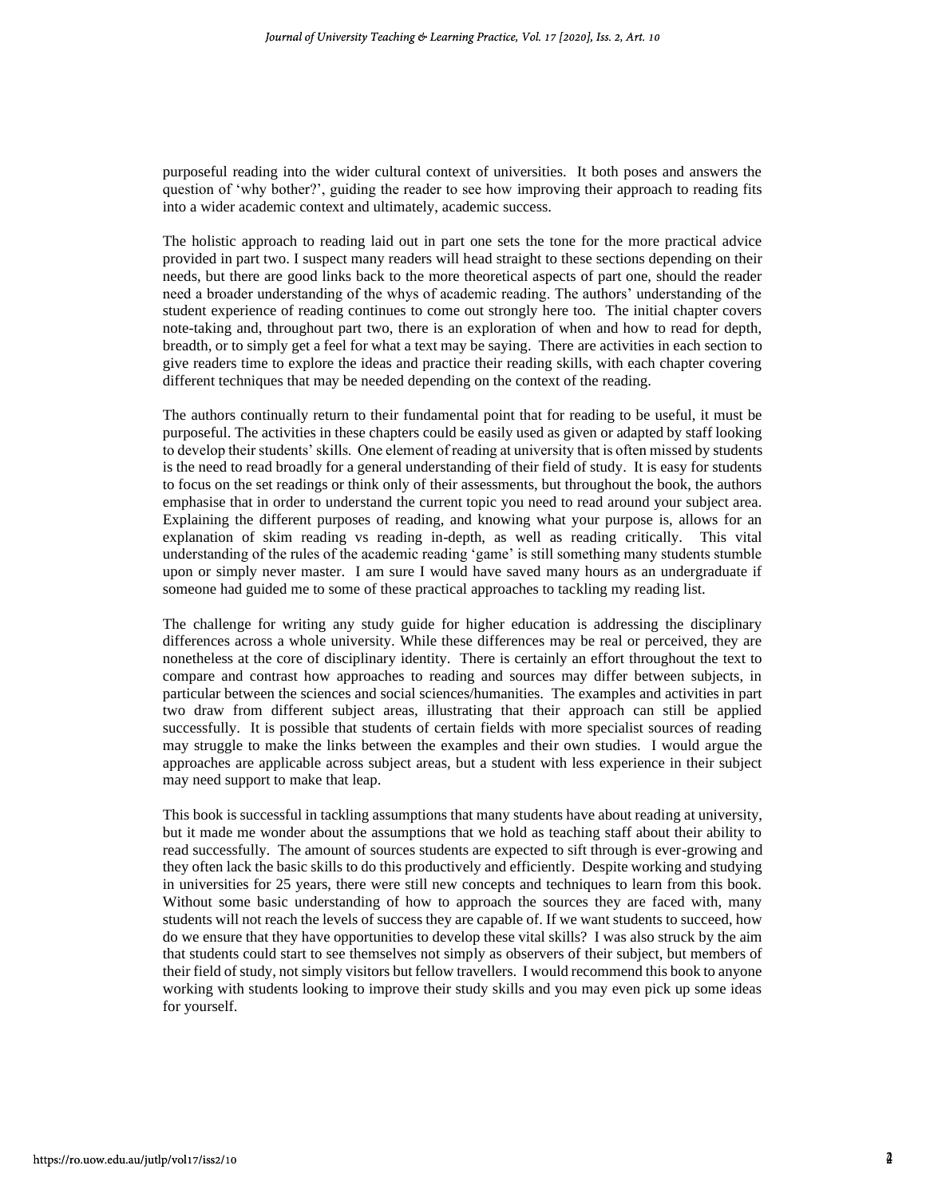purposeful reading into the wider cultural context of universities. It both poses and answers the question of 'why bother?', guiding the reader to see how improving their approach to reading fits into a wider academic context and ultimately, academic success.

The holistic approach to reading laid out in part one sets the tone for the more practical advice provided in part two. I suspect many readers will head straight to these sections depending on their needs, but there are good links back to the more theoretical aspects of part one, should the reader need a broader understanding of the whys of academic reading. The authors' understanding of the student experience of reading continues to come out strongly here too. The initial chapter covers note-taking and, throughout part two, there is an exploration of when and how to read for depth, breadth, or to simply get a feel for what a text may be saying. There are activities in each section to give readers time to explore the ideas and practice their reading skills, with each chapter covering different techniques that may be needed depending on the context of the reading.

The authors continually return to their fundamental point that for reading to be useful, it must be purposeful. The activities in these chapters could be easily used as given or adapted by staff looking to develop their students' skills. One element of reading at university that is often missed by students is the need to read broadly for a general understanding of their field of study. It is easy for students to focus on the set readings or think only of their assessments, but throughout the book, the authors emphasise that in order to understand the current topic you need to read around your subject area. Explaining the different purposes of reading, and knowing what your purpose is, allows for an explanation of skim reading vs reading in-depth, as well as reading critically. This vital understanding of the rules of the academic reading 'game' is still something many students stumble upon or simply never master. I am sure I would have saved many hours as an undergraduate if someone had guided me to some of these practical approaches to tackling my reading list.

The challenge for writing any study guide for higher education is addressing the disciplinary differences across a whole university. While these differences may be real or perceived, they are nonetheless at the core of disciplinary identity. There is certainly an effort throughout the text to compare and contrast how approaches to reading and sources may differ between subjects, in particular between the sciences and social sciences/humanities. The examples and activities in part two draw from different subject areas, illustrating that their approach can still be applied successfully. It is possible that students of certain fields with more specialist sources of reading may struggle to make the links between the examples and their own studies. I would argue the approaches are applicable across subject areas, but a student with less experience in their subject may need support to make that leap.

This book is successful in tackling assumptions that many students have about reading at university, but it made me wonder about the assumptions that we hold as teaching staff about their ability to read successfully. The amount of sources students are expected to sift through is ever-growing and they often lack the basic skills to do this productively and efficiently. Despite working and studying in universities for 25 years, there were still new concepts and techniques to learn from this book. Without some basic understanding of how to approach the sources they are faced with, many students will not reach the levels of success they are capable of. If we want students to succeed, how do we ensure that they have opportunities to develop these vital skills? I was also struck by the aim that students could start to see themselves not simply as observers of their subject, but members of their field of study, not simply visitors but fellow travellers. I would recommend this book to anyone working with students looking to improve their study skills and you may even pick up some ideas for yourself.